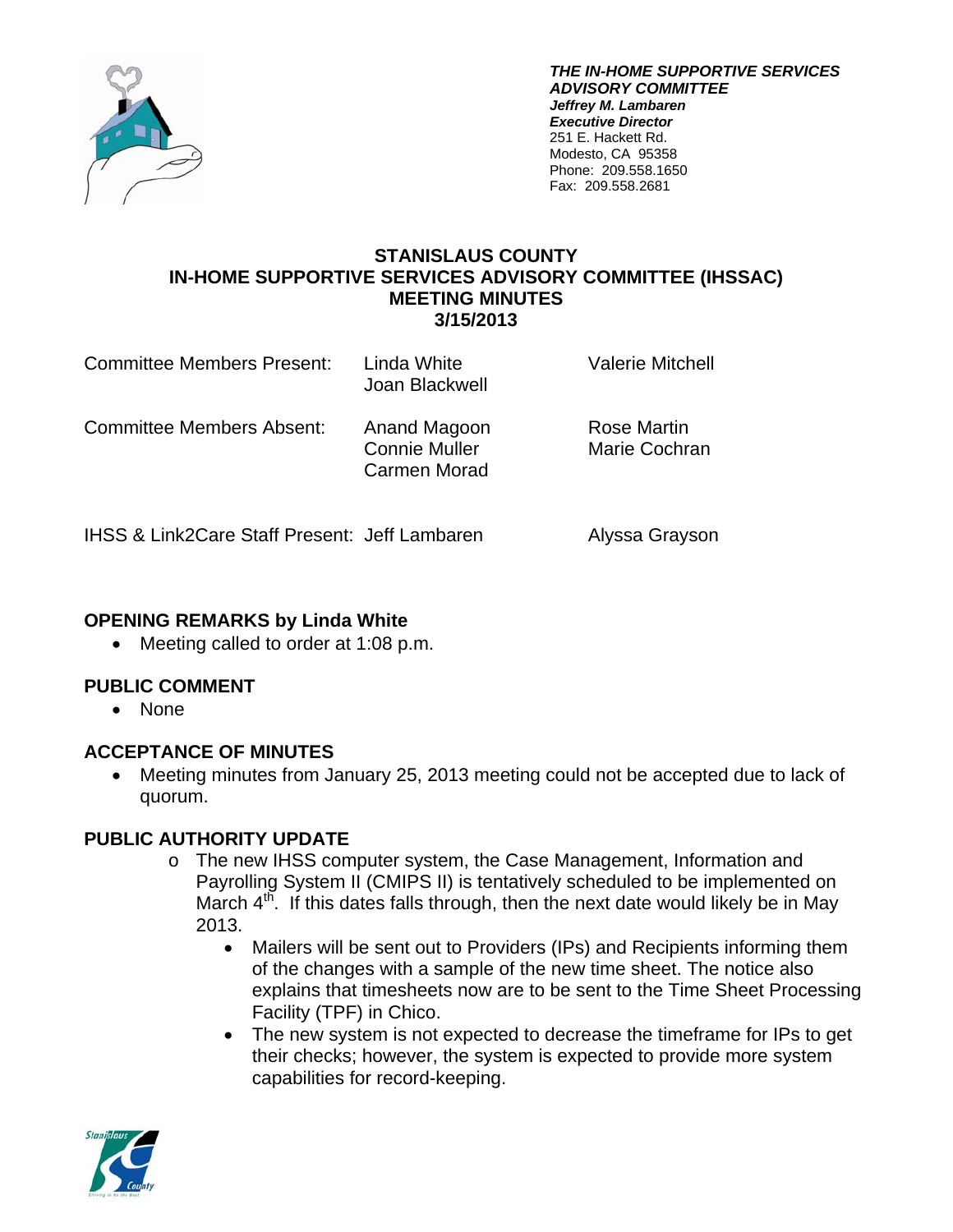***THE IN-HOME SUPPORTIVE SERVICES ADVISORY COMMITTEE***
***Jeffrey M. Lambaren***
***Executive Director***
251 E. Hackett Rd.
Modesto, CA 95358
Phone: 209.558.1650
Fax: 209.558.2681

# STANISLAUS COUNTY
# IN-HOME SUPPORTIVE SERVICES ADVISORY COMMITTEE (IHSSAC)
# MEETING MINUTES
# 3/15/2013

| | | |
|---|---|---|
| Committee Members Present: | Linda White<br>Joan Blackwell | Valerie Mitchell |
| Committee Members Absent: | Anand Magoon<br>Connie Muller<br>Carmen Morad | Rose Martin<br>Marie Cochran |
| IHSS & Link2Care Staff Present: | Jeff Lambaren | Alyssa Grayson |

## OPENING REMARKS by Linda White

- Meeting called to order at 1:08 p.m.

## PUBLIC COMMENT

- None

## ACCEPTANCE OF MINUTES

- Meeting minutes from January 25, 2013 meeting could not be accepted due to lack of quorum.

## PUBLIC AUTHORITY UPDATE

- The new IHSS computer system, the Case Management, Information and Payrolling System II (CMIPS II) is tentatively scheduled to be implemented on March 4th. If this dates falls through, then the next date would likely be in May 2013.
  - Mailers will be sent out to Providers (IPs) and Recipients informing them of the changes with a sample of the new time sheet. The notice also explains that timesheets now are to be sent to the Time Sheet Processing Facility (TPF) in Chico.
  - The new system is not expected to decrease the timeframe for IPs to get their checks; however, the system is expected to provide more system capabilities for record-keeping.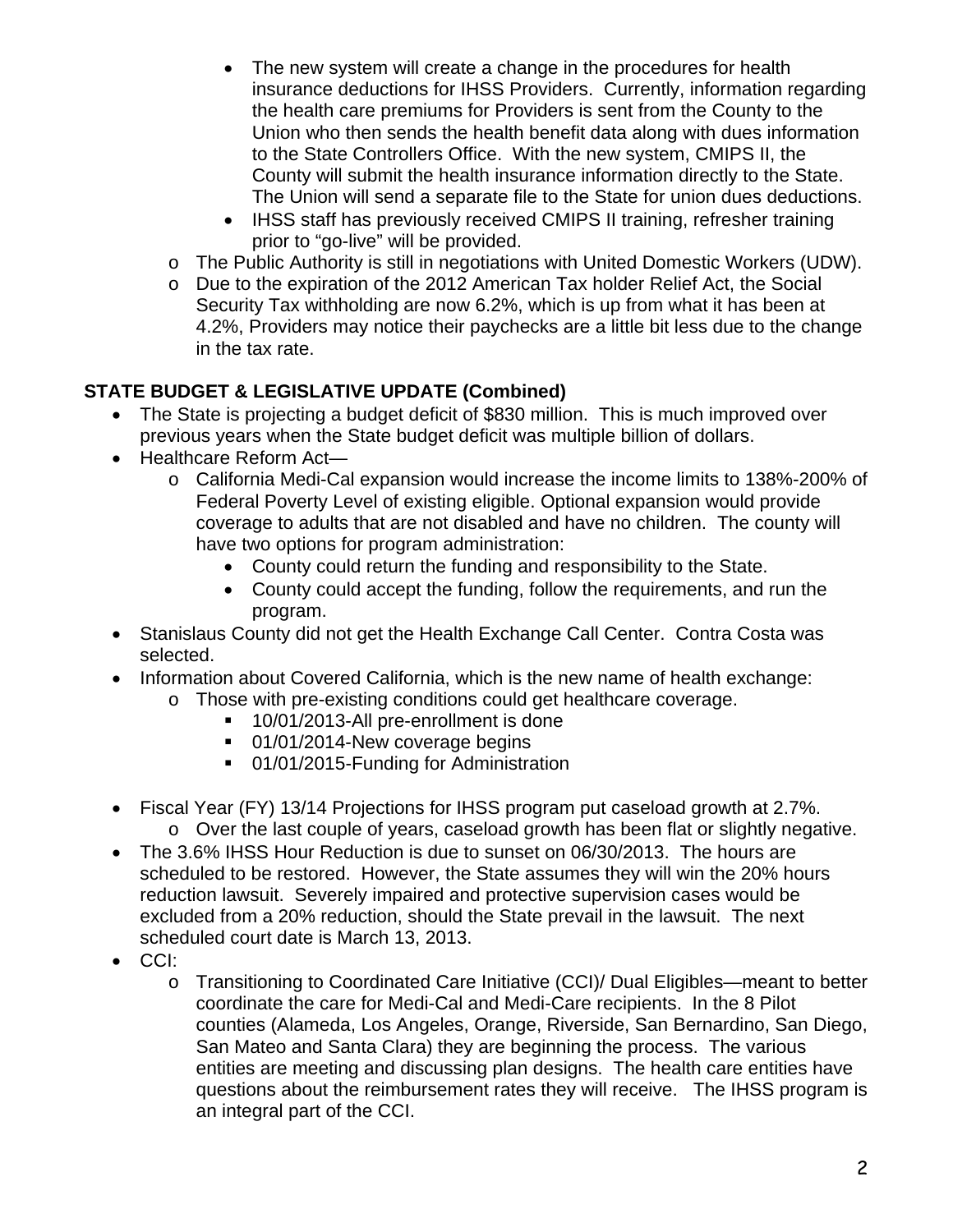- The new system will create a change in the procedures for health insurance deductions for IHSS Providers. Currently, information regarding the health care premiums for Providers is sent from the County to the Union who then sends the health benefit data along with dues information to the State Controllers Office. With the new system, CMIPS II, the County will submit the health insurance information directly to the State. The Union will send a separate file to the State for union dues deductions.
        - IHSS staff has previously received CMIPS II training, refresher training prior to "go-live" will be provided.
    - The Public Authority is still in negotiations with United Domestic Workers (UDW).
    - Due to the expiration of the 2012 American Tax holder Relief Act, the Social Security Tax withholding are now 6.2%, which is up from what it has been at 4.2%, Providers may notice their paychecks are a little bit less due to the change in the tax rate.

**STATE BUDGET & LEGISLATIVE UPDATE (Combined)**

- The State is projecting a budget deficit of $830 million. This is much improved over previous years when the State budget deficit was multiple billion of dollars.
- Healthcare Reform Act—
    - California Medi-Cal expansion would increase the income limits to 138%-200% of Federal Poverty Level of existing eligible. Optional expansion would provide coverage to adults that are not disabled and have no children. The county will have two options for program administration:
        - County could return the funding and responsibility to the State.
        - County could accept the funding, follow the requirements, and run the program.
- Stanislaus County did not get the Health Exchange Call Center. Contra Costa was selected.
- Information about Covered California, which is the new name of health exchange:
    - Those with pre-existing conditions could get healthcare coverage.
        - 10/01/2013-All pre-enrollment is done
        - 01/01/2014-New coverage begins
        - 01/01/2015-Funding for Administration
- Fiscal Year (FY) 13/14 Projections for IHSS program put caseload growth at 2.7%.
    - Over the last couple of years, caseload growth has been flat or slightly negative.
- The 3.6% IHSS Hour Reduction is due to sunset on 06/30/2013. The hours are scheduled to be restored. However, the State assumes they will win the 20% hours reduction lawsuit. Severely impaired and protective supervision cases would be excluded from a 20% reduction, should the State prevail in the lawsuit. The next scheduled court date is March 13, 2013.
- CCI:
    - Transitioning to Coordinated Care Initiative (CCI)/ Dual Eligibles—meant to better coordinate the care for Medi-Cal and Medi-Care recipients. In the 8 Pilot counties (Alameda, Los Angeles, Orange, Riverside, San Bernardino, San Diego, San Mateo and Santa Clara) they are beginning the process. The various entities are meeting and discussing plan designs. The health care entities have questions about the reimbursement rates they will receive. The IHSS program is an integral part of the CCI.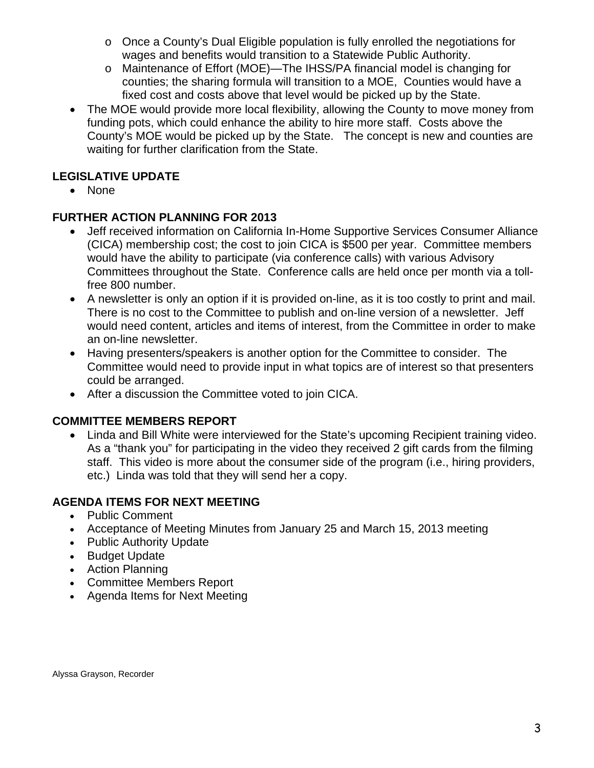- Once a County's Dual Eligible population is fully enrolled the negotiations for wages and benefits would transition to a Statewide Public Authority.
  - Maintenance of Effort (MOE)—The IHSS/PA financial model is changing for counties; the sharing formula will transition to a MOE, Counties would have a fixed cost and costs above that level would be picked up by the State.
- The MOE would provide more local flexibility, allowing the County to move money from funding pots, which could enhance the ability to hire more staff. Costs above the County's MOE would be picked up by the State. The concept is new and counties are waiting for further clarification from the State.

**LEGISLATIVE UPDATE**

- None

**FURTHER ACTION PLANNING FOR 2013**

- Jeff received information on California In-Home Supportive Services Consumer Alliance (CICA) membership cost; the cost to join CICA is $500 per year. Committee members would have the ability to participate (via conference calls) with various Advisory Committees throughout the State. Conference calls are held once per month via a toll-free 800 number.
- A newsletter is only an option if it is provided on-line, as it is too costly to print and mail. There is no cost to the Committee to publish and on-line version of a newsletter. Jeff would need content, articles and items of interest, from the Committee in order to make an on-line newsletter.
- Having presenters/speakers is another option for the Committee to consider. The Committee would need to provide input in what topics are of interest so that presenters could be arranged.
- After a discussion the Committee voted to join CICA.

**COMMITTEE MEMBERS REPORT**

- Linda and Bill White were interviewed for the State's upcoming Recipient training video. As a "thank you" for participating in the video they received 2 gift cards from the filming staff. This video is more about the consumer side of the program (i.e., hiring providers, etc.) Linda was told that they will send her a copy.

**AGENDA ITEMS FOR NEXT MEETING**

- Public Comment
- Acceptance of Meeting Minutes from January 25 and March 15, 2013 meeting
- Public Authority Update
- Budget Update
- Action Planning
- Committee Members Report
- Agenda Items for Next Meeting

Alyssa Grayson, Recorder